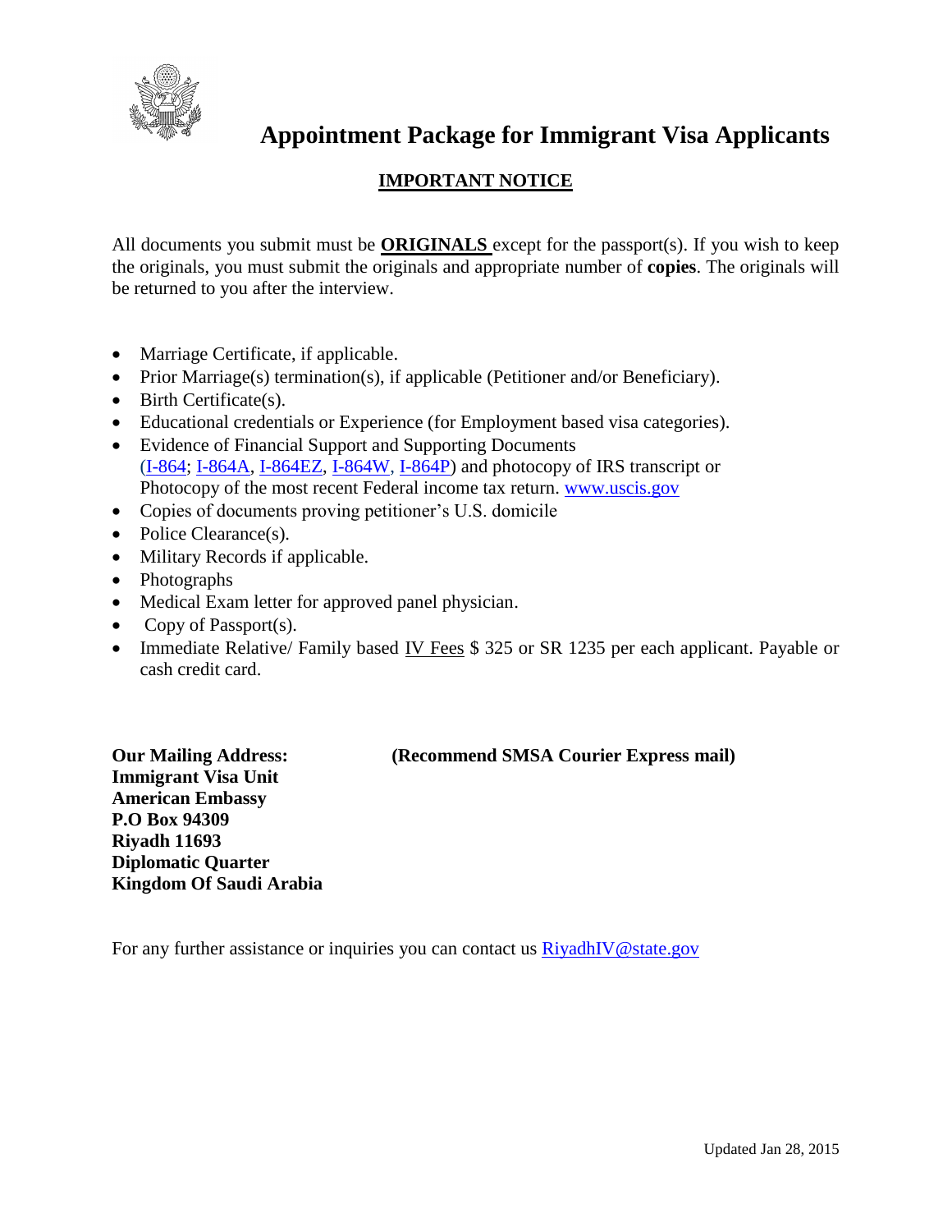# Appointment Package for Immigrant Visa Applicants

## IMPORTANT NOTICE

All documents you submit must be **ORIGINALS** except for the passport(s). If you wish to keep the originals, you must submit the originals and appropriate number of **copies**. The originals will be returned to you after the interview.

- Marriage Certificate, if applicable.
- Prior Marriage(s) termination(s), if applicable (Petitioner and/or Beneficiary).
- Birth Certificate(s).
- Educational credentials or Experience (for Employment based visa categories).
- Evidence of Financial Support and Supporting Documents (I-864; I-864A, I-864EZ, I-864W, I-864P) and photocopy of IRS transcript or Photocopy of the most recent Federal income tax return. www.uscis.gov
- Copies of documents proving petitioner's U.S. domicile
- Police Clearance(s).
- Military Records if applicable.
- Photographs
- Medical Exam letter for approved panel physician.
- Copy of Passport(s).
- Immediate Relative/ Family based IV Fees $ 325 or SR 1235 per each applicant. Payable or cash credit card.

**Our Mailing Address:** **(Recommend SMSA Courier Express mail)**
**Immigrant Visa Unit**
**American Embassy**
**P.O Box 94309**
**Riyadh 11693**
**Diplomatic Quarter**
**Kingdom Of Saudi Arabia**

For any further assistance or inquiries you can contact us RiyadhIV@state.gov

Updated Jan 28, 2015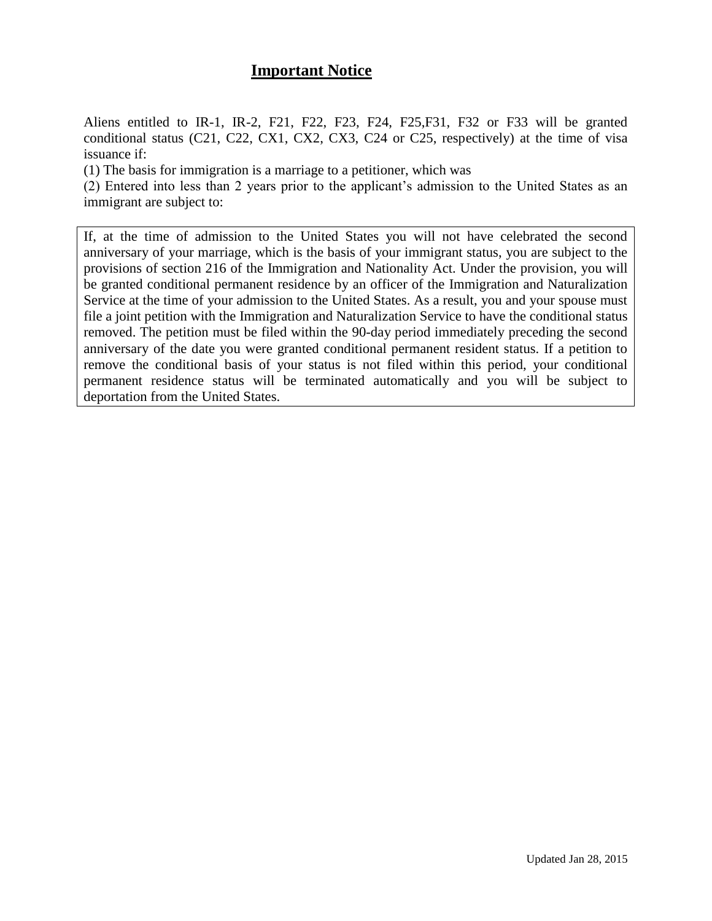# Important Notice

Aliens entitled to IR-1, IR-2, F21, F22, F23, F24, F25,F31, F32 or F33 will be granted conditional status (C21, C22, CX1, CX2, CX3, C24 or C25, respectively) at the time of visa issuance if:

(1) The basis for immigration is a marriage to a petitioner, which was

(2) Entered into less than 2 years prior to the applicant's admission to the United States as an immigrant are subject to:

If, at the time of admission to the United States you will not have celebrated the second anniversary of your marriage, which is the basis of your immigrant status, you are subject to the provisions of section 216 of the Immigration and Nationality Act. Under the provision, you will be granted conditional permanent residence by an officer of the Immigration and Naturalization Service at the time of your admission to the United States. As a result, you and your spouse must file a joint petition with the Immigration and Naturalization Service to have the conditional status removed. The petition must be filed within the 90-day period immediately preceding the second anniversary of the date you were granted conditional permanent resident status. If a petition to remove the conditional basis of your status is not filed within this period, your conditional permanent residence status will be terminated automatically and you will be subject to deportation from the United States.

Updated Jan 28, 2015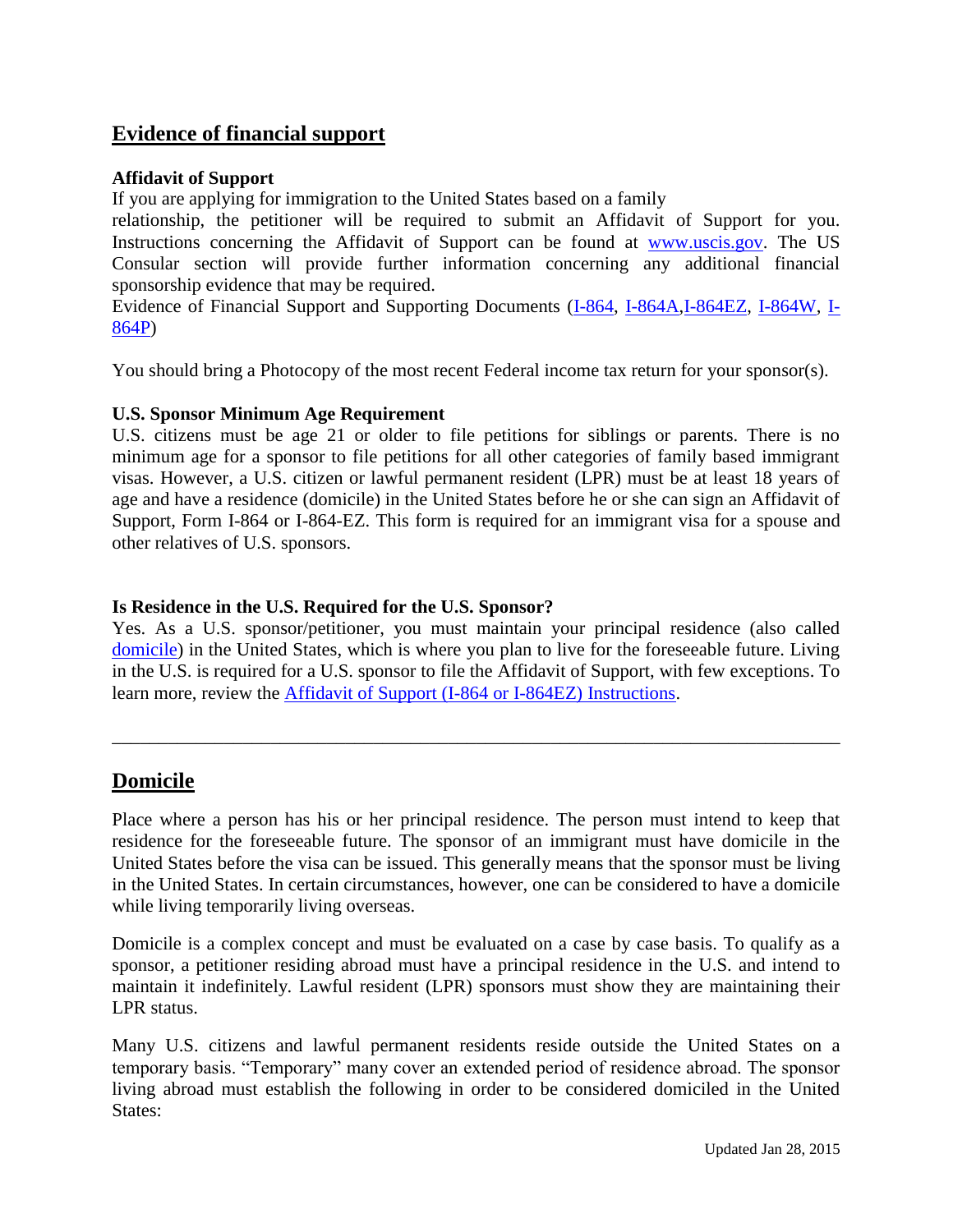## Evidence of financial support

**Affidavit of Support**

If you are applying for immigration to the United States based on a family relationship, the petitioner will be required to submit an Affidavit of Support for you. Instructions concerning the Affidavit of Support can be found at www.uscis.gov. The US Consular section will provide further information concerning any additional financial sponsorship evidence that may be required.

Evidence of Financial Support and Supporting Documents (I-864, I-864A,I-864EZ, I-864W, I-864P)

You should bring a Photocopy of the most recent Federal income tax return for your sponsor(s).

**U.S. Sponsor Minimum Age Requirement**

U.S. citizens must be age 21 or older to file petitions for siblings or parents. There is no minimum age for a sponsor to file petitions for all other categories of family based immigrant visas. However, a U.S. citizen or lawful permanent resident (LPR) must be at least 18 years of age and have a residence (domicile) in the United States before he or she can sign an Affidavit of Support, Form I-864 or I-864-EZ. This form is required for an immigrant visa for a spouse and other relatives of U.S. sponsors.

**Is Residence in the U.S. Required for the U.S. Sponsor?**

Yes. As a U.S. sponsor/petitioner, you must maintain your principal residence (also called domicile) in the United States, which is where you plan to live for the foreseeable future. Living in the U.S. is required for a U.S. sponsor to file the Affidavit of Support, with few exceptions. To learn more, review the Affidavit of Support (I-864 or I-864EZ) Instructions.

---

## Domicile

Place where a person has his or her principal residence. The person must intend to keep that residence for the foreseeable future. The sponsor of an immigrant must have domicile in the United States before the visa can be issued. This generally means that the sponsor must be living in the United States. In certain circumstances, however, one can be considered to have a domicile while living temporarily living overseas.

Domicile is a complex concept and must be evaluated on a case by case basis. To qualify as a sponsor, a petitioner residing abroad must have a principal residence in the U.S. and intend to maintain it indefinitely. Lawful resident (LPR) sponsors must show they are maintaining their LPR status.

Many U.S. citizens and lawful permanent residents reside outside the United States on a temporary basis. "Temporary" many cover an extended period of residence abroad. The sponsor living abroad must establish the following in order to be considered domiciled in the United States: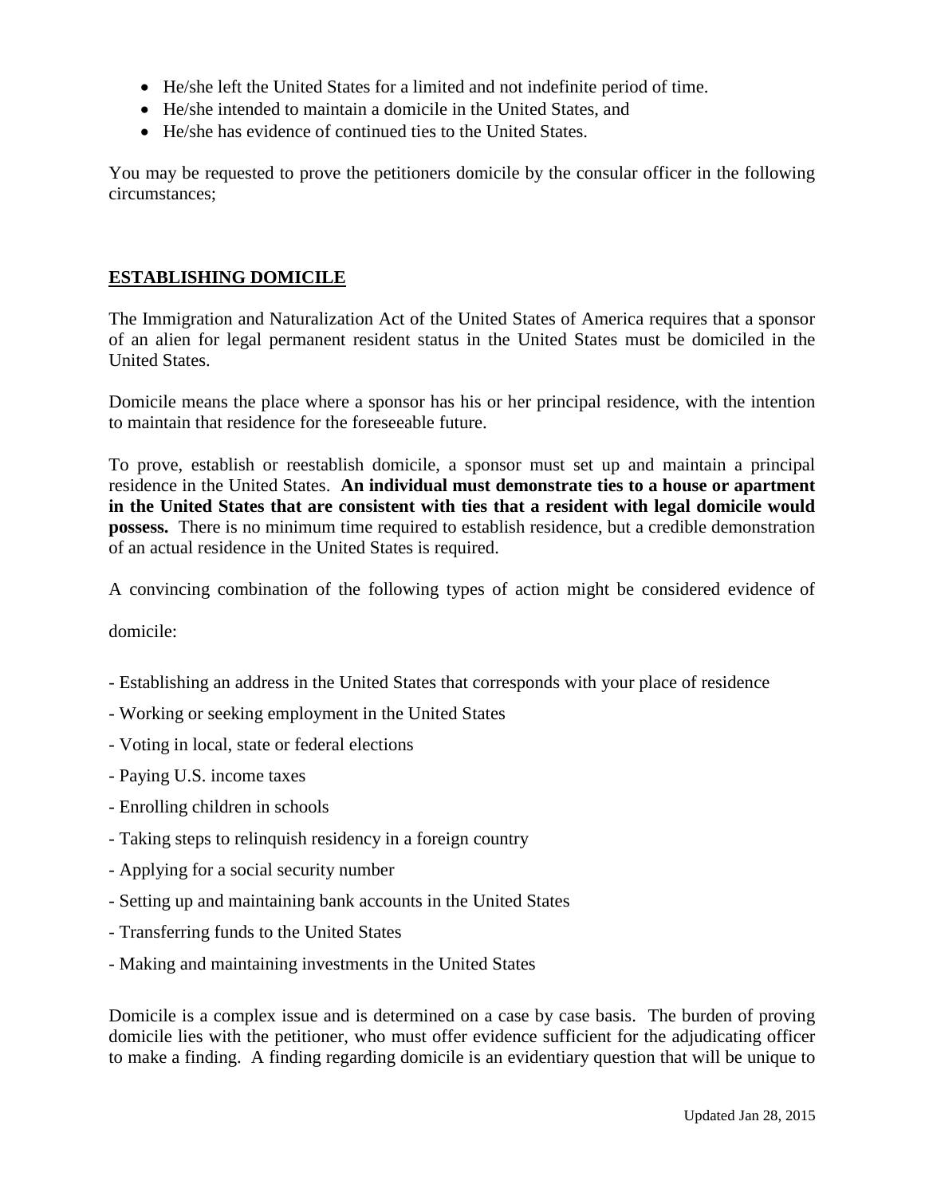- He/she left the United States for a limited and not indefinite period of time.
- He/she intended to maintain a domicile in the United States, and
- He/she has evidence of continued ties to the United States.

You may be requested to prove the petitioners domicile by the consular officer in the following circumstances;

## ESTABLISHING DOMICILE

The Immigration and Naturalization Act of the United States of America requires that a sponsor of an alien for legal permanent resident status in the United States must be domiciled in the United States.

Domicile means the place where a sponsor has his or her principal residence, with the intention to maintain that residence for the foreseeable future.

To prove, establish or reestablish domicile, a sponsor must set up and maintain a principal residence in the United States. **An individual must demonstrate ties to a house or apartment in the United States that are consistent with ties that a resident with legal domicile would possess.** There is no minimum time required to establish residence, but a credible demonstration of an actual residence in the United States is required.

A convincing combination of the following types of action might be considered evidence of domicile:

- Establishing an address in the United States that corresponds with your place of residence
- Working or seeking employment in the United States
- Voting in local, state or federal elections
- Paying U.S. income taxes
- Enrolling children in schools
- Taking steps to relinquish residency in a foreign country
- Applying for a social security number
- Setting up and maintaining bank accounts in the United States
- Transferring funds to the United States
- Making and maintaining investments in the United States

Domicile is a complex issue and is determined on a case by case basis. The burden of proving domicile lies with the petitioner, who must offer evidence sufficient for the adjudicating officer to make a finding. A finding regarding domicile is an evidentiary question that will be unique to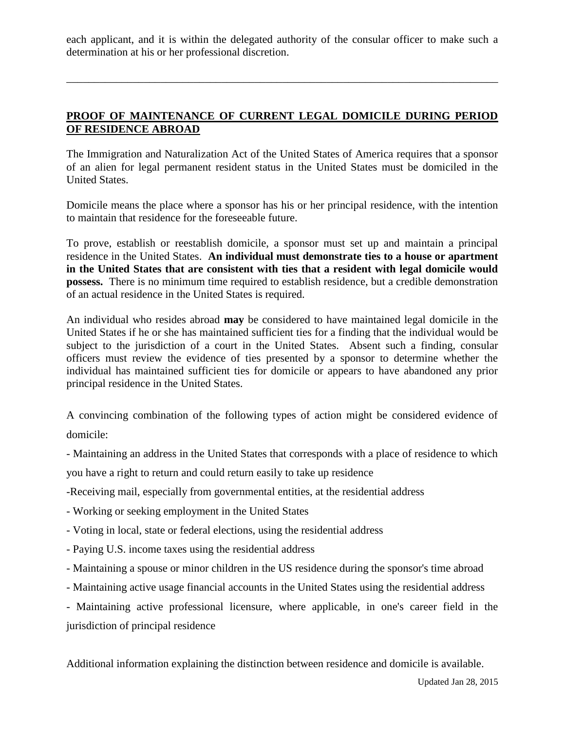each applicant, and it is within the delegated authority of the consular officer to make such a determination at his or her professional discretion.

---

## PROOF OF MAINTENANCE OF CURRENT LEGAL DOMICILE DURING PERIOD OF RESIDENCE ABROAD

The Immigration and Naturalization Act of the United States of America requires that a sponsor of an alien for legal permanent resident status in the United States must be domiciled in the United States.

Domicile means the place where a sponsor has his or her principal residence, with the intention to maintain that residence for the foreseeable future.

To prove, establish or reestablish domicile, a sponsor must set up and maintain a principal residence in the United States. **An individual must demonstrate ties to a house or apartment in the United States that are consistent with ties that a resident with legal domicile would possess.** There is no minimum time required to establish residence, but a credible demonstration of an actual residence in the United States is required.

An individual who resides abroad **may** be considered to have maintained legal domicile in the United States if he or she has maintained sufficient ties for a finding that the individual would be subject to the jurisdiction of a court in the United States. Absent such a finding, consular officers must review the evidence of ties presented by a sponsor to determine whether the individual has maintained sufficient ties for domicile or appears to have abandoned any prior principal residence in the United States.

A convincing combination of the following types of action might be considered evidence of domicile:

- Maintaining an address in the United States that corresponds with a place of residence to which you have a right to return and could return easily to take up residence
- Receiving mail, especially from governmental entities, at the residential address
- Working or seeking employment in the United States
- Voting in local, state or federal elections, using the residential address
- Paying U.S. income taxes using the residential address
- Maintaining a spouse or minor children in the US residence during the sponsor's time abroad
- Maintaining active usage financial accounts in the United States using the residential address
- Maintaining active professional licensure, where applicable, in one's career field in the jurisdiction of principal residence

Additional information explaining the distinction between residence and domicile is available.

Updated Jan 28, 2015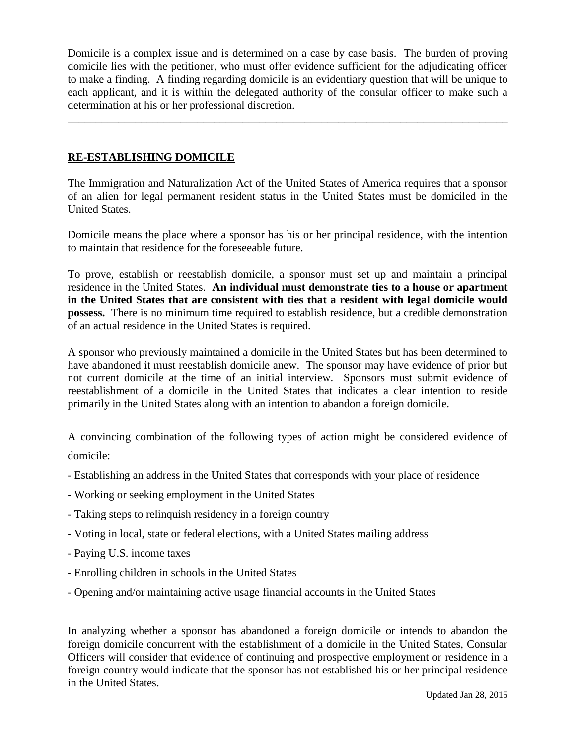Domicile is a complex issue and is determined on a case by case basis. The burden of proving domicile lies with the petitioner, who must offer evidence sufficient for the adjudicating officer to make a finding. A finding regarding domicile is an evidentiary question that will be unique to each applicant, and it is within the delegated authority of the consular officer to make such a determination at his or her professional discretion.

---

## RE-ESTABLISHING DOMICILE

The Immigration and Naturalization Act of the United States of America requires that a sponsor of an alien for legal permanent resident status in the United States must be domiciled in the United States.

Domicile means the place where a sponsor has his or her principal residence, with the intention to maintain that residence for the foreseeable future.

To prove, establish or reestablish domicile, a sponsor must set up and maintain a principal residence in the United States. **An individual must demonstrate ties to a house or apartment in the United States that are consistent with ties that a resident with legal domicile would possess.** There is no minimum time required to establish residence, but a credible demonstration of an actual residence in the United States is required.

A sponsor who previously maintained a domicile in the United States but has been determined to have abandoned it must reestablish domicile anew. The sponsor may have evidence of prior but not current domicile at the time of an initial interview. Sponsors must submit evidence of reestablishment of a domicile in the United States that indicates a clear intention to reside primarily in the United States along with an intention to abandon a foreign domicile.

A convincing combination of the following types of action might be considered evidence of domicile:

- Establishing an address in the United States that corresponds with your place of residence
- Working or seeking employment in the United States
- Taking steps to relinquish residency in a foreign country
- Voting in local, state or federal elections, with a United States mailing address
- Paying U.S. income taxes
- Enrolling children in schools in the United States
- Opening and/or maintaining active usage financial accounts in the United States

In analyzing whether a sponsor has abandoned a foreign domicile or intends to abandon the foreign domicile concurrent with the establishment of a domicile in the United States, Consular Officers will consider that evidence of continuing and prospective employment or residence in a foreign country would indicate that the sponsor has not established his or her principal residence in the United States.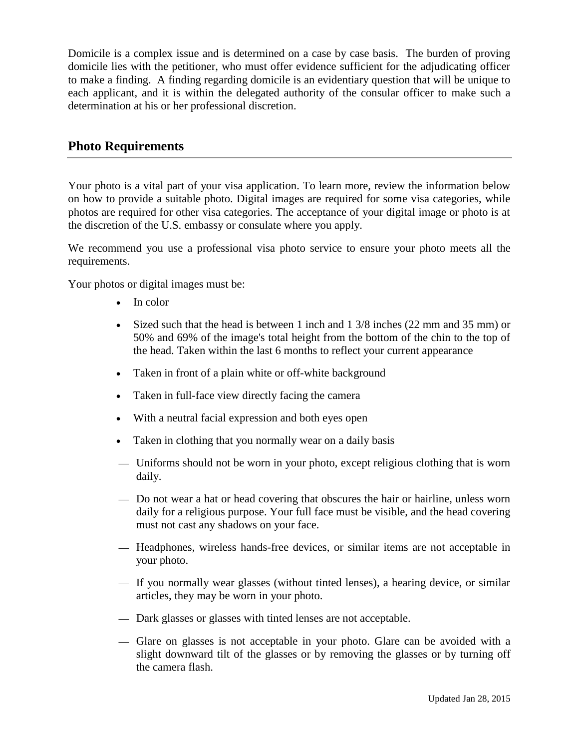Domicile is a complex issue and is determined on a case by case basis. The burden of proving domicile lies with the petitioner, who must offer evidence sufficient for the adjudicating officer to make a finding. A finding regarding domicile is an evidentiary question that will be unique to each applicant, and it is within the delegated authority of the consular officer to make such a determination at his or her professional discretion.

## Photo Requirements

Your photo is a vital part of your visa application. To learn more, review the information below on how to provide a suitable photo. Digital images are required for some visa categories, while photos are required for other visa categories. The acceptance of your digital image or photo is at the discretion of the U.S. embassy or consulate where you apply.

We recommend you use a professional visa photo service to ensure your photo meets all the requirements.

Your photos or digital images must be:

- In color
- Sized such that the head is between 1 inch and 1 3/8 inches (22 mm and 35 mm) or 50% and 69% of the image's total height from the bottom of the chin to the top of the head. Taken within the last 6 months to reflect your current appearance
- Taken in front of a plain white or off-white background
- Taken in full-face view directly facing the camera
- With a neutral facial expression and both eyes open
- Taken in clothing that you normally wear on a daily basis

— Uniforms should not be worn in your photo, except religious clothing that is worn daily.

— Do not wear a hat or head covering that obscures the hair or hairline, unless worn daily for a religious purpose. Your full face must be visible, and the head covering must not cast any shadows on your face.

— Headphones, wireless hands-free devices, or similar items are not acceptable in your photo.

— If you normally wear glasses (without tinted lenses), a hearing device, or similar articles, they may be worn in your photo.

— Dark glasses or glasses with tinted lenses are not acceptable.

— Glare on glasses is not acceptable in your photo. Glare can be avoided with a slight downward tilt of the glasses or by removing the glasses or by turning off the camera flash.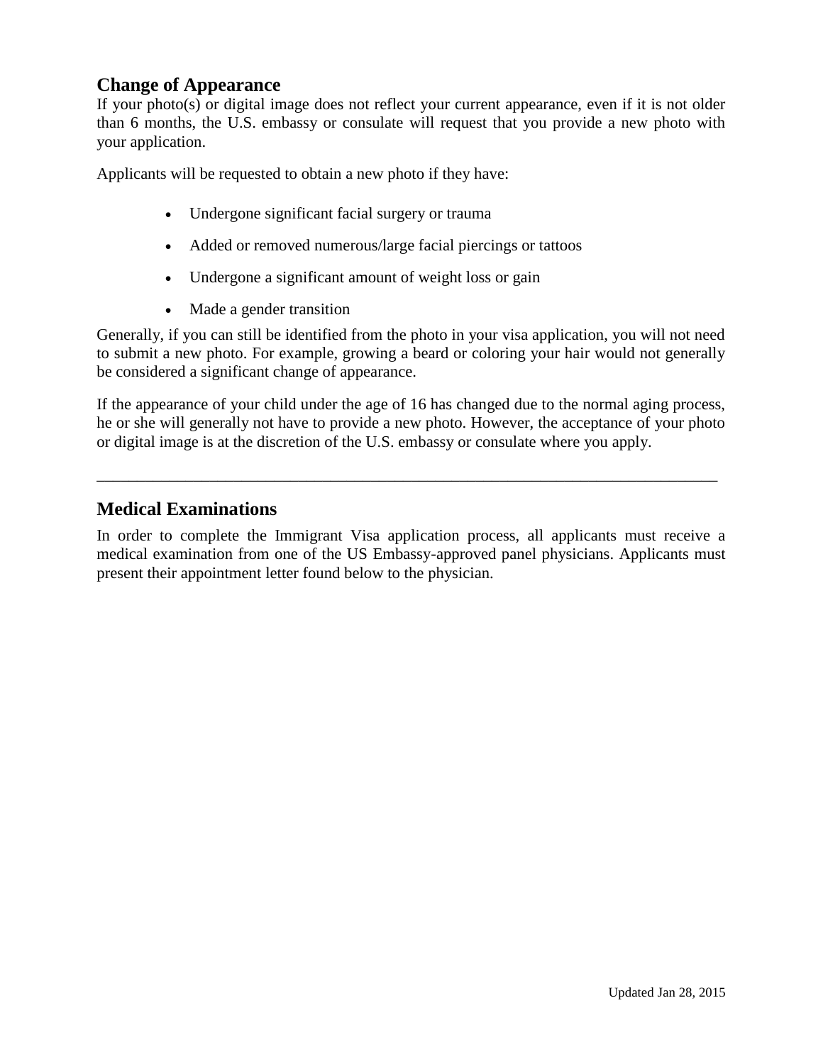## Change of Appearance

If your photo(s) or digital image does not reflect your current appearance, even if it is not older than 6 months, the U.S. embassy or consulate will request that you provide a new photo with your application.

Applicants will be requested to obtain a new photo if they have:

- Undergone significant facial surgery or trauma
- Added or removed numerous/large facial piercings or tattoos
- Undergone a significant amount of weight loss or gain
- Made a gender transition

Generally, if you can still be identified from the photo in your visa application, you will not need to submit a new photo. For example, growing a beard or coloring your hair would not generally be considered a significant change of appearance.

If the appearance of your child under the age of 16 has changed due to the normal aging process, he or she will generally not have to provide a new photo. However, the acceptance of your photo or digital image is at the discretion of the U.S. embassy or consulate where you apply.

---

## Medical Examinations

In order to complete the Immigrant Visa application process, all applicants must receive a medical examination from one of the US Embassy-approved panel physicians. Applicants must present their appointment letter found below to the physician.

Updated Jan 28, 2015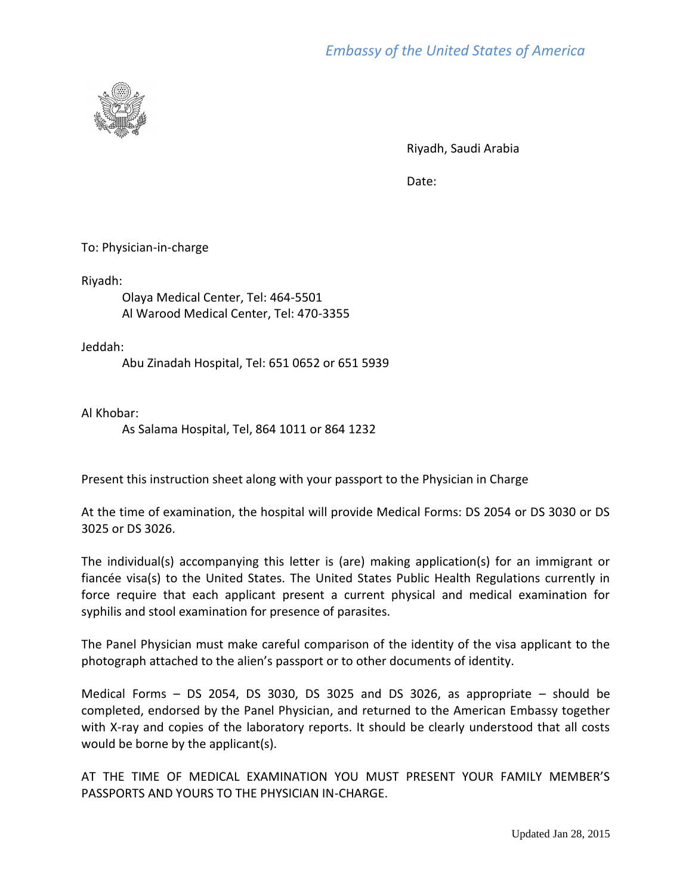*Embassy of the United States of America*

Riyadh, Saudi Arabia

Date:

To: Physician-in-charge

Riyadh:

Olaya Medical Center, Tel: 464-5501
Al Warood Medical Center, Tel: 470-3355

Jeddah:

Abu Zinadah Hospital, Tel: 651 0652 or 651 5939

Al Khobar:

As Salama Hospital, Tel, 864 1011 or 864 1232

Present this instruction sheet along with your passport to the Physician in Charge

At the time of examination, the hospital will provide Medical Forms: DS 2054 or DS 3030 or DS 3025 or DS 3026.

The individual(s) accompanying this letter is (are) making application(s) for an immigrant or fiancée visa(s) to the United States. The United States Public Health Regulations currently in force require that each applicant present a current physical and medical examination for syphilis and stool examination for presence of parasites.

The Panel Physician must make careful comparison of the identity of the visa applicant to the photograph attached to the alien's passport or to other documents of identity.

Medical Forms – DS 2054, DS 3030, DS 3025 and DS 3026, as appropriate – should be completed, endorsed by the Panel Physician, and returned to the American Embassy together with X-ray and copies of the laboratory reports. It should be clearly understood that all costs would be borne by the applicant(s).

AT THE TIME OF MEDICAL EXAMINATION YOU MUST PRESENT YOUR FAMILY MEMBER'S PASSPORTS AND YOURS TO THE PHYSICIAN IN-CHARGE.

Updated Jan 28, 2015